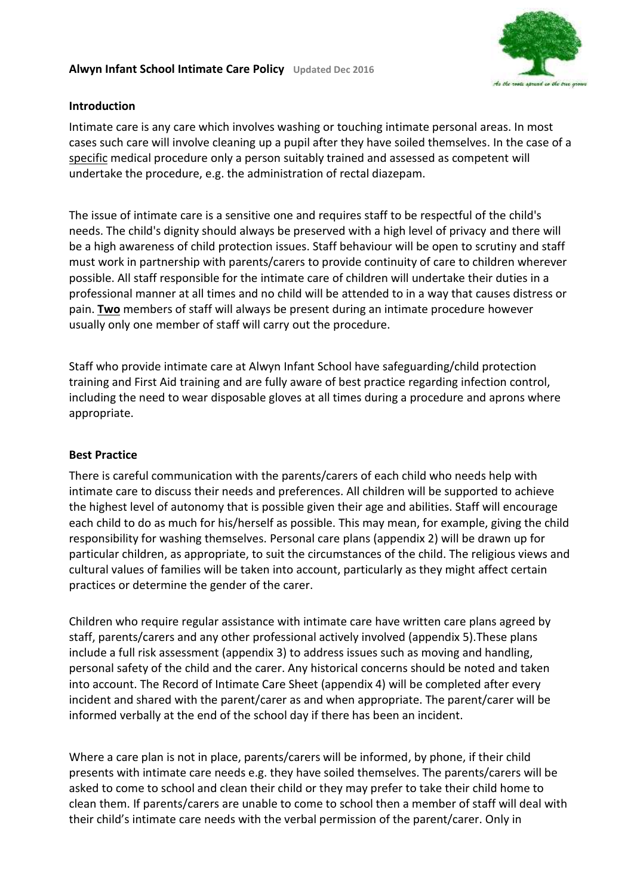# **Alwyn Infant School Intimate Care Policy** Updated Dec 2016

## Introduction

Intimate care is any care which involves washing or touching intimate personal areas. In most cases such care will involve cleaning up a pupil after they have soiled themselves. In the case of a specific medical procedure only a person suitably trained and assessed as competent will undertake the procedure, e.g. the administration of rectal diazepam.

The issue of intimate care is a sensitive one and requires staff to be respectful of the child's needs. The child's dignity should always be preserved with a high level of privacy and there will be a high awareness of child protection issues. Staff behaviour will be open to scrutiny and staff must work in partnership with parents/carers to provide continuity of care to children wherever possible. All staff responsible for the intimate care of children will undertake their duties in a professional manner at all times and no child will be attended to in a way that causes distress or pain. **Two** members of staff will always be present during an intimate procedure however usually only one member of staff will carry out the procedure.

Staff who provide intimate care at Alwyn Infant School have safeguarding/child protection training and First Aid training and are fully aware of best practice regarding infection control, including the need to wear disposable gloves at all times during a procedure and aprons where appropriate.

## Best Practice

There is careful communication with the parents/carers of each child who needs help with intimate care to discuss their needs and preferences. All children will be supported to achieve the highest level of autonomy that is possible given their age and abilities. Staff will encourage each child to do as much for his/herself as possible. This may mean, for example, giving the child responsibility for washing themselves. Personal care plans (appendix 2) will be drawn up for particular children, as appropriate, to suit the circumstances of the child. The religious views and cultural values of families will be taken into account, particularly as they might affect certain practices or determine the gender of the carer.

Children who require regular assistance with intimate care have written care plans agreed by staff, parents/carers and any other professional actively involved (appendix 5).These plans include a full risk assessment (appendix 3) to address issues such as moving and handling, personal safety of the child and the carer. Any historical concerns should be noted and taken into account. The Record of Intimate Care Sheet (appendix 4) will be completed after every incident and shared with the parent/carer as and when appropriate. The parent/carer will be informed verbally at the end of the school day if there has been an incident.

Where a care plan is not in place, parents/carers will be informed, by phone, if their child presents with intimate care needs e.g. they have soiled themselves. The parents/carers will be asked to come to school and clean their child or they may prefer to take their child home to clean them. If parents/carers are unable to come to school then a member of staff will deal with their child's intimate care needs with the verbal permission of the parent/carer. Only in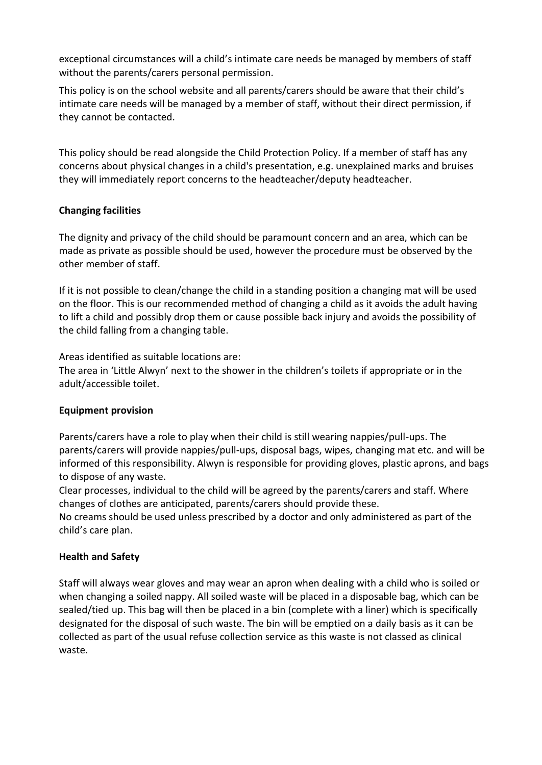exceptional circumstances will a child's intimate care needs be managed by members of staff without the parents/carers personal permission.

This policy is on the school website and all parents/carers should be aware that their child's intimate care needs will be managed by a member of staff, without their direct permission, if they cannot be contacted.

This policy should be read alongside the Child Protection Policy. If a member of staff has any concerns about physical changes in a child's presentation, e.g. unexplained marks and bruises they will immediately report concerns to the headteacher/deputy headteacher.

**Changing facilities**

The dignity and privacy of the child should be paramount concern and an area, which can be made as private as possible should be used, however the procedure must be observed by the other member of staff.

If it is not possible to clean/change the child in a standing position a changing mat will be used on the floor. This is our recommended method of changing a child as it avoids the adult having to lift a child and possibly drop them or cause possible back injury and avoids the possibility of the child falling from a changing table.

Areas identified as suitable locations are:
The area in 'Little Alwyn' next to the shower in the children's toilets if appropriate or in the adult/accessible toilet.

**Equipment provision**

Parents/carers have a role to play when their child is still wearing nappies/pull-ups. The parents/carers will provide nappies/pull-ups, disposal bags, wipes, changing mat etc. and will be informed of this responsibility. Alwyn is responsible for providing gloves, plastic aprons, and bags to dispose of any waste.
Clear processes, individual to the child will be agreed by the parents/carers and staff. Where changes of clothes are anticipated, parents/carers should provide these.
No creams should be used unless prescribed by a doctor and only administered as part of the child's care plan.

**Health and Safety**

Staff will always wear gloves and may wear an apron when dealing with a child who is soiled or when changing a soiled nappy. All soiled waste will be placed in a disposable bag, which can be sealed/tied up. This bag will then be placed in a bin (complete with a liner) which is specifically designated for the disposal of such waste. The bin will be emptied on a daily basis as it can be collected as part of the usual refuse collection service as this waste is not classed as clinical waste.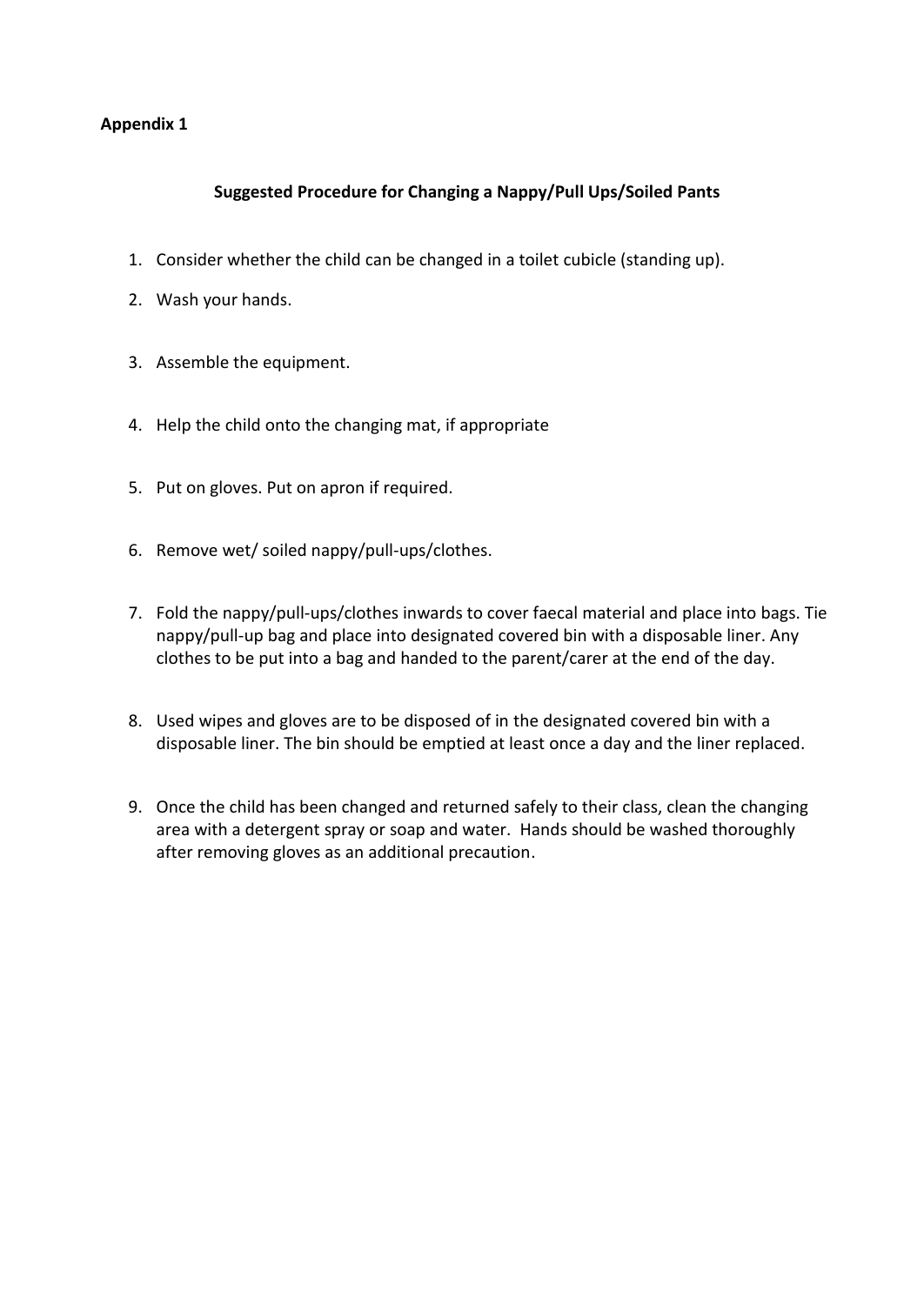**Appendix 1**

## Suggested Procedure for Changing a Nappy/Pull Ups/Soiled Pants

1. Consider whether the child can be changed in a toilet cubicle (standing up).
2. Wash your hands.
3. Assemble the equipment.
4. Help the child onto the changing mat, if appropriate
5. Put on gloves. Put on apron if required.
6. Remove wet/ soiled nappy/pull-ups/clothes.
7. Fold the nappy/pull-ups/clothes inwards to cover faecal material and place into bags. Tie nappy/pull-up bag and place into designated covered bin with a disposable liner. Any clothes to be put into a bag and handed to the parent/carer at the end of the day.
8. Used wipes and gloves are to be disposed of in the designated covered bin with a disposable liner. The bin should be emptied at least once a day and the liner replaced.
9. Once the child has been changed and returned safely to their class, clean the changing area with a detergent spray or soap and water. Hands should be washed thoroughly after removing gloves as an additional precaution.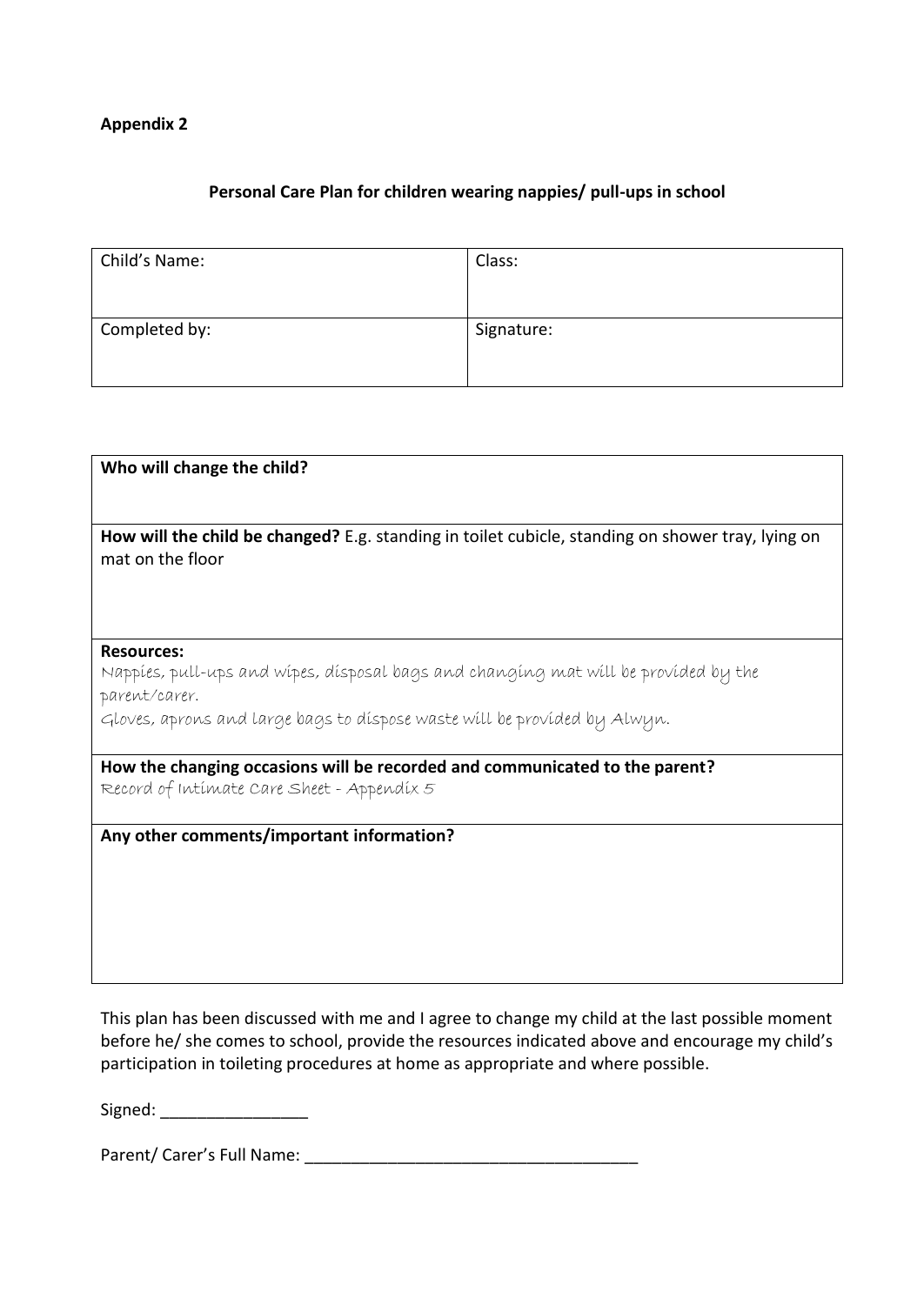**Appendix 2**

**Personal Care Plan for children wearing nappies/ pull-ups in school**

| Child's Name: | Class: |
|---|---|
| Completed by: | Signature: |

| **Who will change the child?** |
|---|
| **How will the child be changed?** E.g. standing in toilet cubicle, standing on shower tray, lying on mat on the floor |
| **Resources:**<br>Nappies, pull-ups and wipes, disposal bags and changing mat will be provided by the parent/carer.<br>Gloves, aprons and large bags to dispose waste will be provided by Alwyn. |
| **How the changing occasions will be recorded and communicated to the parent?**<br>Record of Intimate Care Sheet - Appendix 5 |
| **Any other comments/important information?** |

This plan has been discussed with me and I agree to change my child at the last possible moment before he/ she comes to school, provide the resources indicated above and encourage my child's participation in toileting procedures at home as appropriate and where possible.

Signed: ________________

Parent/ Carer's Full Name: ____________________________________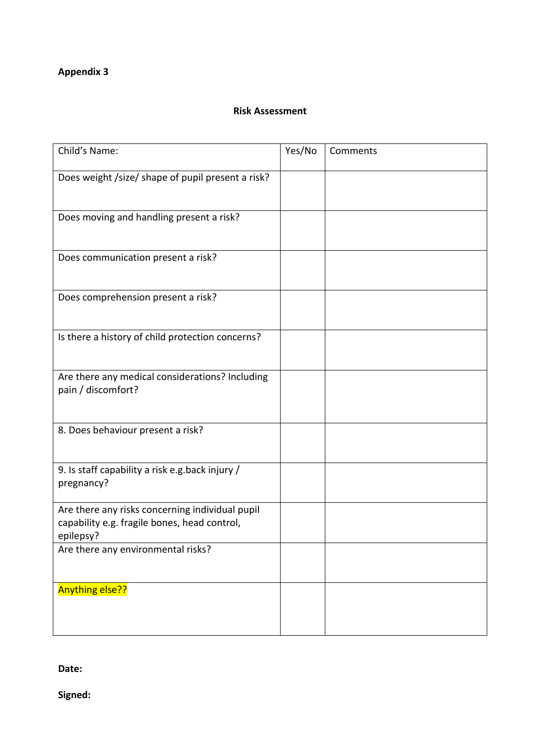**Appendix 3**

**Risk Assessment**

| Child's Name: | Yes/No | Comments |
|---|---|---|
| Does weight /size/ shape of pupil present a risk? | | |
| Does moving and handling present a risk? | | |
| Does communication present a risk? | | |
| Does comprehension present a risk? | | |
| Is there a history of child protection concerns? | | |
| Are there any medical considerations? Including pain / discomfort? | | |
| 8. Does behaviour present a risk? | | |
| 9. Is staff capability a risk e.g.back injury / pregnancy? | | |
| Are there any risks concerning individual pupil capability e.g. fragile bones, head control, epilepsy? | | |
| Are there any environmental risks? | | |
| Anything else?? | | |

**Date:**

**Signed:**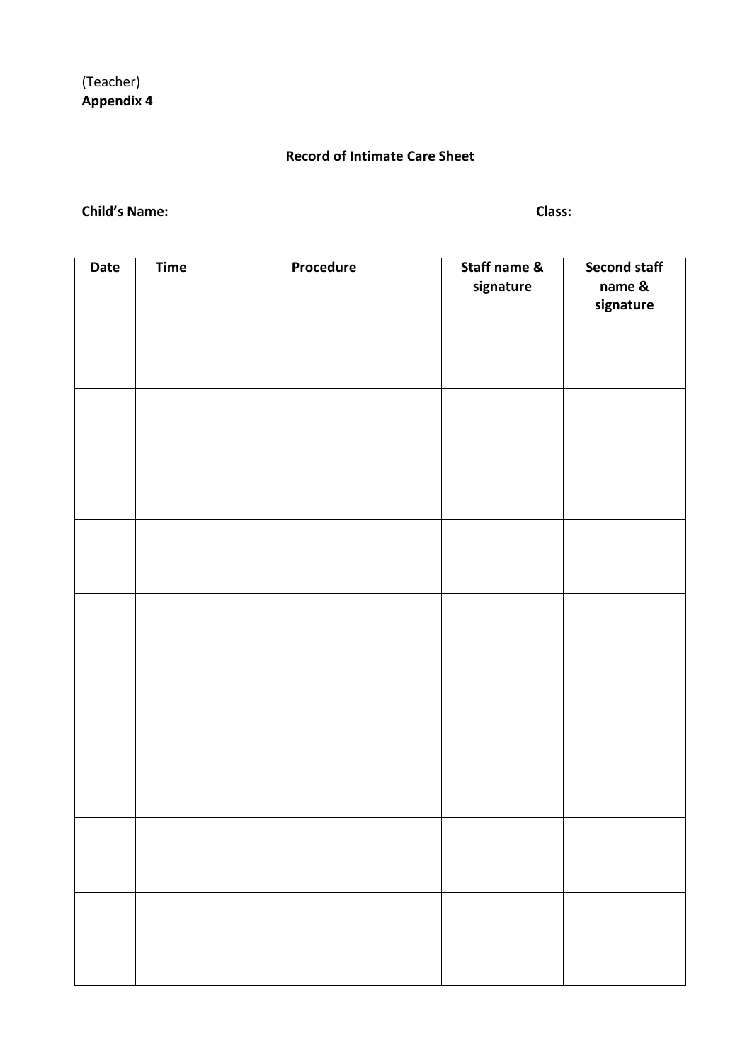(Teacher)
**Appendix 4**

**Record of Intimate Care Sheet**

**Child's Name:** **Class:**

| Date | Time | Procedure | Staff name & signature | Second staff name & signature |
|---|---|---|---|---|
| | | | | |
| | | | | |
| | | | | |
| | | | | |
| | | | | |
| | | | | |
| | | | | |
| | | | | |
| | | | | |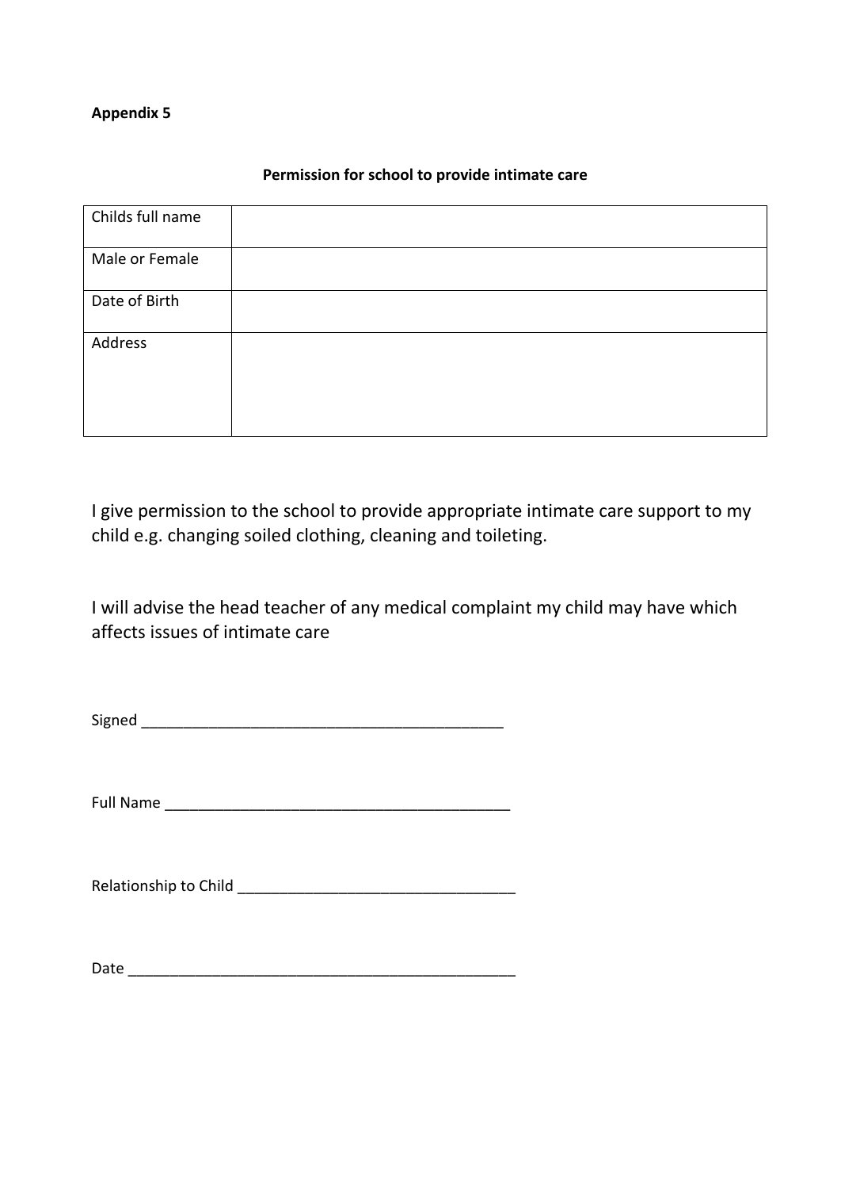**Appendix 5**

**Permission for school to provide intimate care**

| | |
|---|---|
| Childs full name | |
| Male or Female | |
| Date of Birth | |
| Address | |

I give permission to the school to provide appropriate intimate care support to my child e.g. changing soiled clothing, cleaning and toileting.

I will advise the head teacher of any medical complaint my child may have which affects issues of intimate care

Signed ___________________________________________

Full Name ________________________________________

Relationship to Child ________________________________

Date _____________________________________________